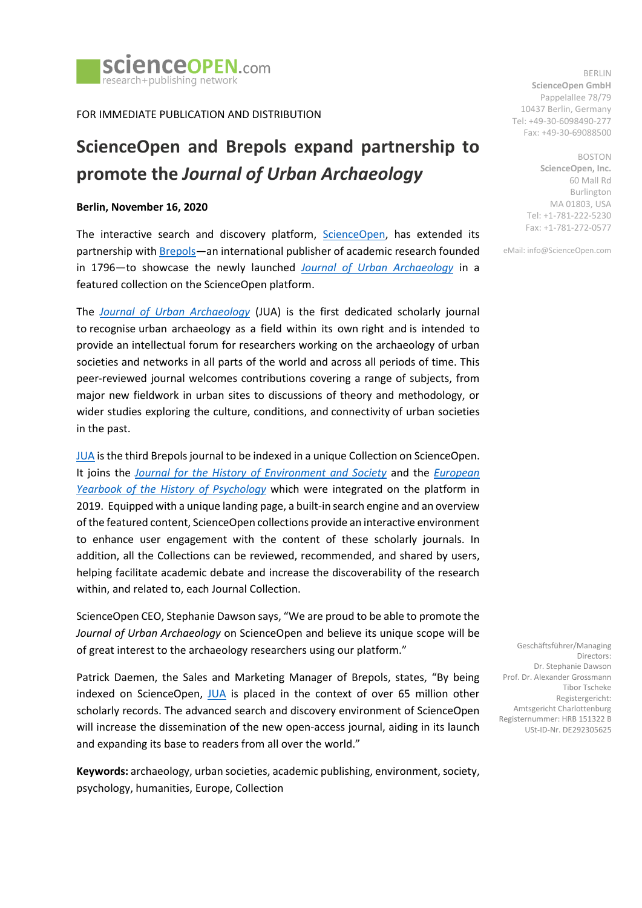scienceOPEN.com
research+publishing network

FOR IMMEDIATE PUBLICATION AND DISTRIBUTION

# ScienceOpen and Brepols expand partnership to promote the *Journal of Urban Archaeology*

**Berlin, November 16, 2020**

The interactive search and discovery platform, ScienceOpen, has extended its partnership with Brepols—an international publisher of academic research founded in 1796—to showcase the newly launched *Journal of Urban Archaeology* in a featured collection on the ScienceOpen platform.

The *Journal of Urban Archaeology* (JUA) is the first dedicated scholarly journal to recognise urban archaeology as a field within its own right and is intended to provide an intellectual forum for researchers working on the archaeology of urban societies and networks in all parts of the world and across all periods of time. This peer-reviewed journal welcomes contributions covering a range of subjects, from major new fieldwork in urban sites to discussions of theory and methodology, or wider studies exploring the culture, conditions, and connectivity of urban societies in the past.

JUA is the third Brepols journal to be indexed in a unique Collection on ScienceOpen. It joins the *Journal for the History of Environment and Society* and the *European Yearbook of the History of Psychology* which were integrated on the platform in 2019. Equipped with a unique landing page, a built-in search engine and an overview of the featured content, ScienceOpen collections provide an interactive environment to enhance user engagement with the content of these scholarly journals. In addition, all the Collections can be reviewed, recommended, and shared by users, helping facilitate academic debate and increase the discoverability of the research within, and related to, each Journal Collection.

ScienceOpen CEO, Stephanie Dawson says, "We are proud to be able to promote the *Journal of Urban Archaeology* on ScienceOpen and believe its unique scope will be of great interest to the archaeology researchers using our platform."

Patrick Daemen, the Sales and Marketing Manager of Brepols, states, "By being indexed on ScienceOpen, JUA is placed in the context of over 65 million other scholarly records. The advanced search and discovery environment of ScienceOpen will increase the dissemination of the new open-access journal, aiding in its launch and expanding its base to readers from all over the world."

**Keywords:** archaeology, urban societies, academic publishing, environment, society, psychology, humanities, Europe, Collection

BERLIN
**ScienceOpen GmbH**
Pappelallee 78/79
10437 Berlin, Germany
Tel: +49-30-6098490-277
Fax: +49-30-69088500

BOSTON
**ScienceOpen, Inc.**
60 Mall Rd
Burlington
MA 01803, USA
Tel: +1-781-222-5230
Fax: +1-781-272-0577

eMail: info@ScienceOpen.com

Geschäftsführer/Managing Directors:
Dr. Stephanie Dawson
Prof. Dr. Alexander Grossmann
Tibor Tscheke
Registergericht:
Amtsgericht Charlottenburg
Registernummer: HRB 151322 B
USt-ID-Nr. DE292305625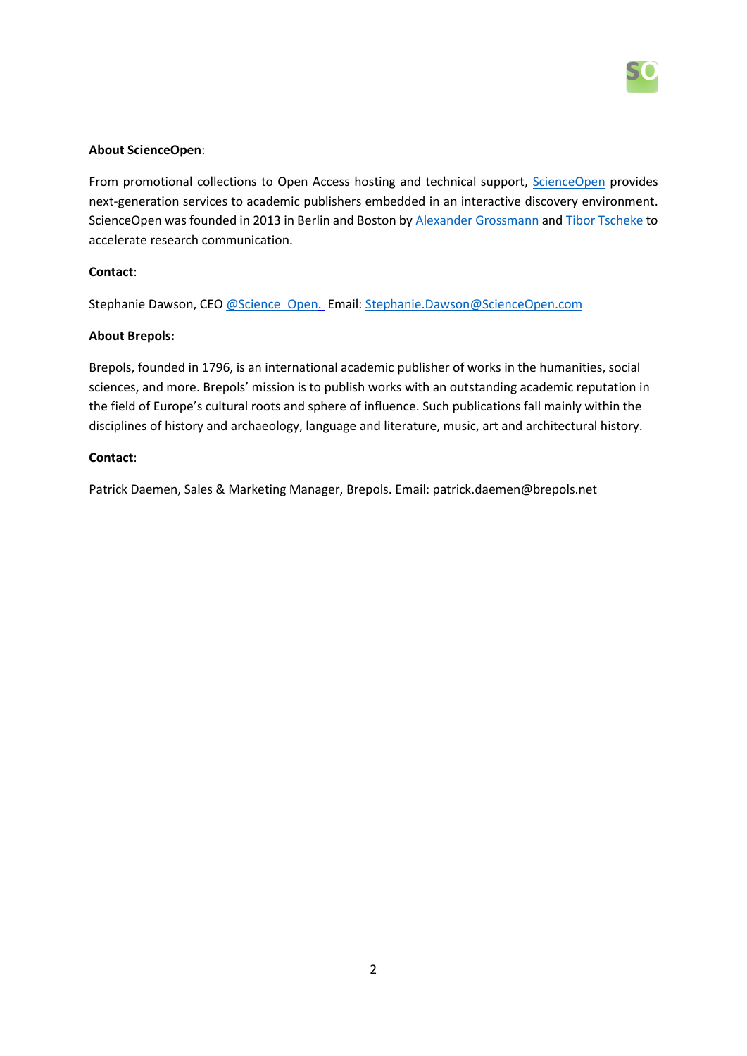**About ScienceOpen**:

From promotional collections to Open Access hosting and technical support, ScienceOpen provides next-generation services to academic publishers embedded in an interactive discovery environment. ScienceOpen was founded in 2013 in Berlin and Boston by Alexander Grossmann and Tibor Tscheke to accelerate research communication.

**Contact**:

Stephanie Dawson, CEO @Science_Open. Email: Stephanie.Dawson@ScienceOpen.com

**About Brepols:**

Brepols, founded in 1796, is an international academic publisher of works in the humanities, social sciences, and more. Brepols' mission is to publish works with an outstanding academic reputation in the field of Europe's cultural roots and sphere of influence. Such publications fall mainly within the disciplines of history and archaeology, language and literature, music, art and architectural history.

**Contact**:

Patrick Daemen, Sales & Marketing Manager, Brepols. Email: patrick.daemen@brepols.net